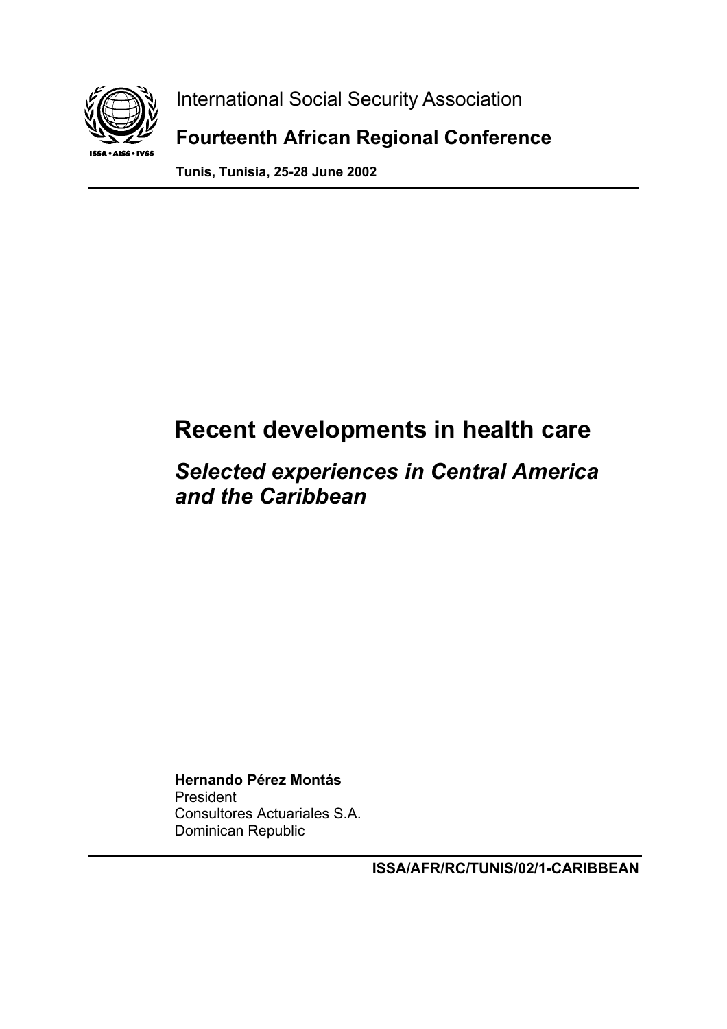International Social Security Association

**Fourteenth African Regional Conference**

**Tunis, Tunisia, 25-28 June 2002**

# Recent developments in health care

## *Selected experiences in Central America and the Caribbean*

**Hernando Pérez Montás**
President
Consultores Actuariales S.A.
Dominican Republic

**ISSA/AFR/RC/TUNIS/02/1-CARIBBEAN**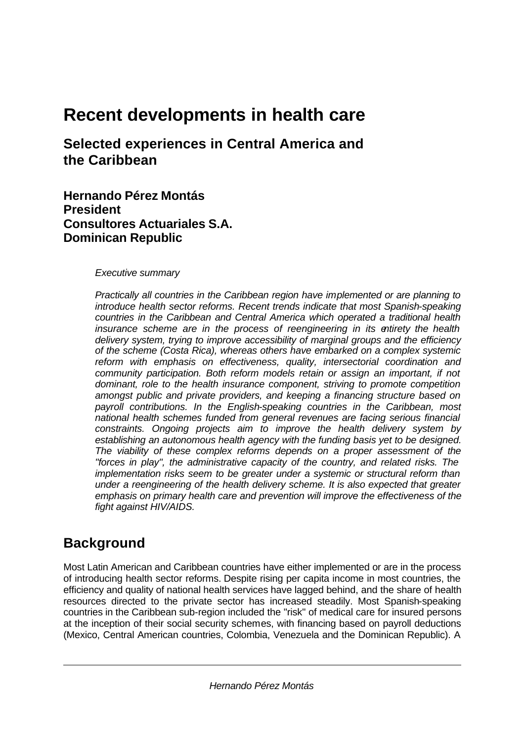# Recent developments in health care

## Selected experiences in Central America and the Caribbean

**Hernando Pérez Montás**
**President**
**Consultores Actuariales S.A.**
**Dominican Republic**

*Executive summary*

*Practically all countries in the Caribbean region have implemented or are planning to introduce health sector reforms. Recent trends indicate that most Spanish-speaking countries in the Caribbean and Central America which operated a traditional health insurance scheme are in the process of reengineering in its entirety the health delivery system, trying to improve accessibility of marginal groups and the efficiency of the scheme (Costa Rica), whereas others have embarked on a complex systemic reform with emphasis on effectiveness, quality, intersectorial coordination and community participation. Both reform models retain or assign an important, if not dominant, role to the health insurance component, striving to promote competition amongst public and private providers, and keeping a financing structure based on payroll contributions. In the English-speaking countries in the Caribbean, most national health schemes funded from general revenues are facing serious financial constraints. Ongoing projects aim to improve the health delivery system by establishing an autonomous health agency with the funding basis yet to be designed. The viability of these complex reforms depends on a proper assessment of the "forces in play", the administrative capacity of the country, and related risks. The implementation risks seem to be greater under a systemic or structural reform than under a reengineering of the health delivery scheme. It is also expected that greater emphasis on primary health care and prevention will improve the effectiveness of the fight against HIV/AIDS.*

## Background

Most Latin American and Caribbean countries have either implemented or are in the process of introducing health sector reforms. Despite rising per capita income in most countries, the efficiency and quality of national health services have lagged behind, and the share of health resources directed to the private sector has increased steadily. Most Spanish-speaking countries in the Caribbean sub-region included the "risk" of medical care for insured persons at the inception of their social security schemes, with financing based on payroll deductions (Mexico, Central American countries, Colombia, Venezuela and the Dominican Republic). A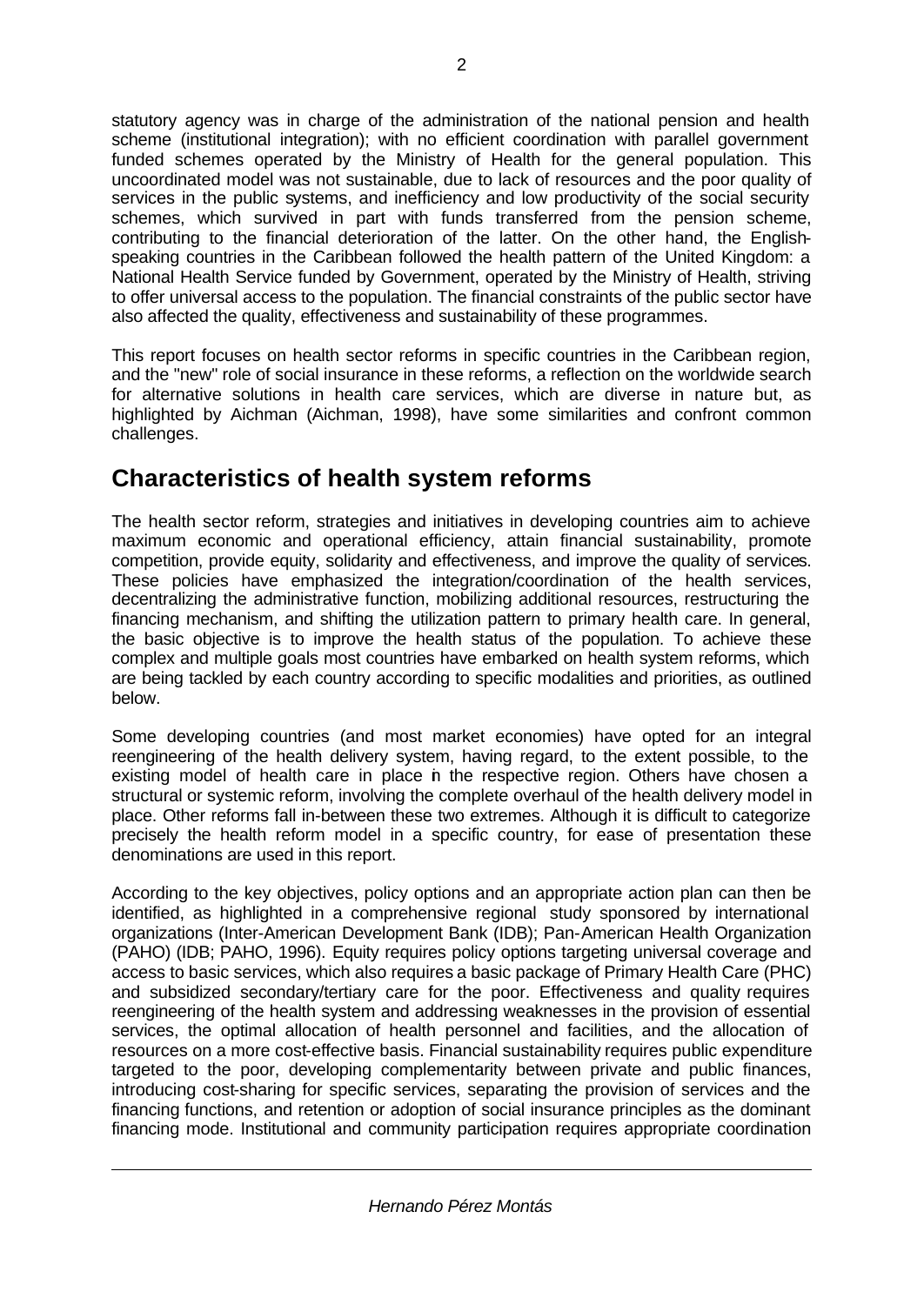statutory agency was in charge of the administration of the national pension and health scheme (institutional integration); with no efficient coordination with parallel government funded schemes operated by the Ministry of Health for the general population. This uncoordinated model was not sustainable, due to lack of resources and the poor quality of services in the public systems, and inefficiency and low productivity of the social security schemes, which survived in part with funds transferred from the pension scheme, contributing to the financial deterioration of the latter. On the other hand, the English-speaking countries in the Caribbean followed the health pattern of the United Kingdom: a National Health Service funded by Government, operated by the Ministry of Health, striving to offer universal access to the population. The financial constraints of the public sector have also affected the quality, effectiveness and sustainability of these programmes.

This report focuses on health sector reforms in specific countries in the Caribbean region, and the "new" role of social insurance in these reforms, a reflection on the worldwide search for alternative solutions in health care services, which are diverse in nature but, as highlighted by Aichman (Aichman, 1998), have some similarities and confront common challenges.

## Characteristics of health system reforms

The health sector reform, strategies and initiatives in developing countries aim to achieve maximum economic and operational efficiency, attain financial sustainability, promote competition, provide equity, solidarity and effectiveness, and improve the quality of services. These policies have emphasized the integration/coordination of the health services, decentralizing the administrative function, mobilizing additional resources, restructuring the financing mechanism, and shifting the utilization pattern to primary health care. In general, the basic objective is to improve the health status of the population. To achieve these complex and multiple goals most countries have embarked on health system reforms, which are being tackled by each country according to specific modalities and priorities, as outlined below.

Some developing countries (and most market economies) have opted for an integral reengineering of the health delivery system, having regard, to the extent possible, to the existing model of health care in place in the respective region. Others have chosen a structural or systemic reform, involving the complete overhaul of the health delivery model in place. Other reforms fall in-between these two extremes. Although it is difficult to categorize precisely the health reform model in a specific country, for ease of presentation these denominations are used in this report.

According to the key objectives, policy options and an appropriate action plan can then be identified, as highlighted in a comprehensive regional study sponsored by international organizations (Inter-American Development Bank (IDB); Pan-American Health Organization (PAHO) (IDB; PAHO, 1996). Equity requires policy options targeting universal coverage and access to basic services, which also requires a basic package of Primary Health Care (PHC) and subsidized secondary/tertiary care for the poor. Effectiveness and quality requires reengineering of the health system and addressing weaknesses in the provision of essential services, the optimal allocation of health personnel and facilities, and the allocation of resources on a more cost-effective basis. Financial sustainability requires public expenditure targeted to the poor, developing complementarity between private and public finances, introducing cost-sharing for specific services, separating the provision of services and the financing functions, and retention or adoption of social insurance principles as the dominant financing mode. Institutional and community participation requires appropriate coordination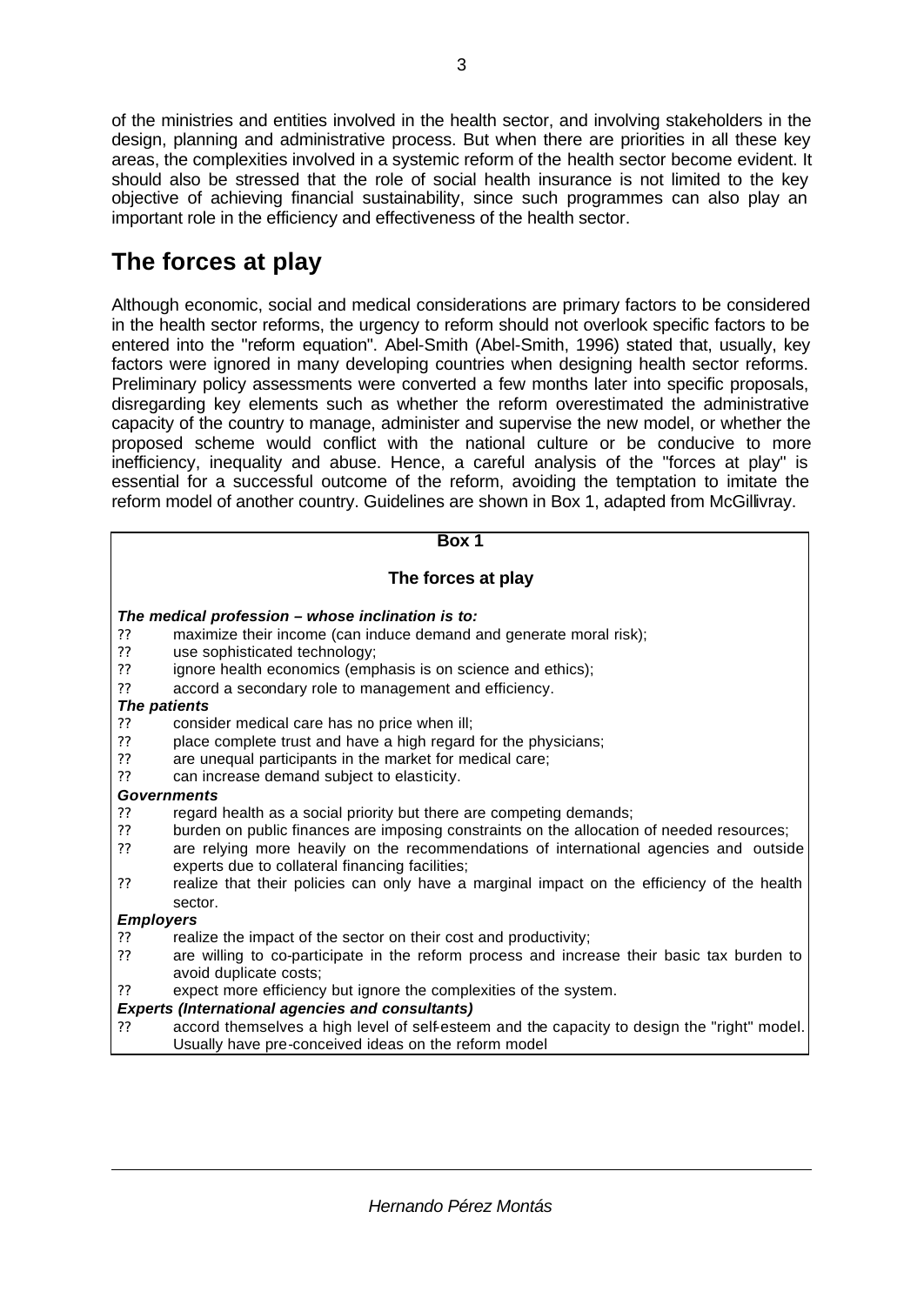of the ministries and entities involved in the health sector, and involving stakeholders in the design, planning and administrative process. But when there are priorities in all these key areas, the complexities involved in a systemic reform of the health sector become evident. It should also be stressed that the role of social health insurance is not limited to the key objective of achieving financial sustainability, since such programmes can also play an important role in the efficiency and effectiveness of the health sector.

## The forces at play

Although economic, social and medical considerations are primary factors to be considered in the health sector reforms, the urgency to reform should not overlook specific factors to be entered into the "reform equation". Abel-Smith (Abel-Smith, 1996) stated that, usually, key factors were ignored in many developing countries when designing health sector reforms. Preliminary policy assessments were converted a few months later into specific proposals, disregarding key elements such as whether the reform overestimated the administrative capacity of the country to manage, administer and supervise the new model, or whether the proposed scheme would conflict with the national culture or be conducive to more inefficiency, inequality and abuse. Hence, a careful analysis of the "forces at play" is essential for a successful outcome of the reform, avoiding the temptation to imitate the reform model of another country. Guidelines are shown in Box 1, adapted from McGillivray.

**Box 1**

**The forces at play**

***The medical profession – whose inclination is to:***

- maximize their income (can induce demand and generate moral risk);
- use sophisticated technology;
- ignore health economics (emphasis is on science and ethics);
- accord a secondary role to management and efficiency.

***The patients***

- consider medical care has no price when ill;
- place complete trust and have a high regard for the physicians;
- are unequal participants in the market for medical care;
- can increase demand subject to elasticity.

***Governments***

- regard health as a social priority but there are competing demands;
- burden on public finances are imposing constraints on the allocation of needed resources;
- are relying more heavily on the recommendations of international agencies and outside experts due to collateral financing facilities;
- realize that their policies can only have a marginal impact on the efficiency of the health sector.

***Employers***

- realize the impact of the sector on their cost and productivity;
- are willing to co-participate in the reform process and increase their basic tax burden to avoid duplicate costs;
- expect more efficiency but ignore the complexities of the system.

***Experts (International agencies and consultants)***

- accord themselves a high level of self-esteem and the capacity to design the "right" model. Usually have pre-conceived ideas on the reform model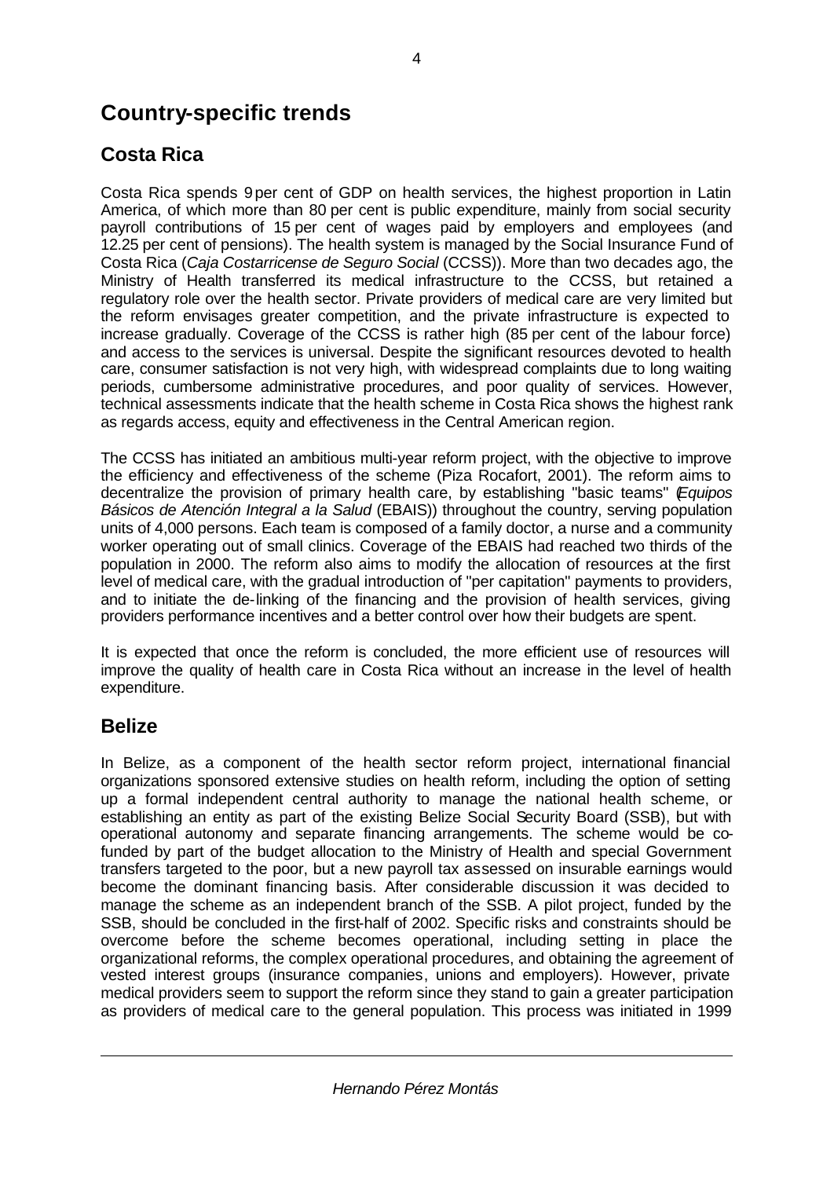# Country-specific trends

## Costa Rica

Costa Rica spends 9 per cent of GDP on health services, the highest proportion in Latin America, of which more than 80 per cent is public expenditure, mainly from social security payroll contributions of 15 per cent of wages paid by employers and employees (and 12.25 per cent of pensions). The health system is managed by the Social Insurance Fund of Costa Rica (*Caja Costarricense de Seguro Social* (CCSS)). More than two decades ago, the Ministry of Health transferred its medical infrastructure to the CCSS, but retained a regulatory role over the health sector. Private providers of medical care are very limited but the reform envisages greater competition, and the private infrastructure is expected to increase gradually. Coverage of the CCSS is rather high (85 per cent of the labour force) and access to the services is universal. Despite the significant resources devoted to health care, consumer satisfaction is not very high, with widespread complaints due to long waiting periods, cumbersome administrative procedures, and poor quality of services. However, technical assessments indicate that the health scheme in Costa Rica shows the highest rank as regards access, equity and effectiveness in the Central American region.

The CCSS has initiated an ambitious multi-year reform project, with the objective to improve the efficiency and effectiveness of the scheme (Piza Rocafort, 2001). The reform aims to decentralize the provision of primary health care, by establishing "basic teams" (*Equipos Básicos de Atención Integral a la Salud* (EBAIS)) throughout the country, serving population units of 4,000 persons. Each team is composed of a family doctor, a nurse and a community worker operating out of small clinics. Coverage of the EBAIS had reached two thirds of the population in 2000. The reform also aims to modify the allocation of resources at the first level of medical care, with the gradual introduction of "per capitation" payments to providers, and to initiate the de-linking of the financing and the provision of health services, giving providers performance incentives and a better control over how their budgets are spent.

It is expected that once the reform is concluded, the more efficient use of resources will improve the quality of health care in Costa Rica without an increase in the level of health expenditure.

## Belize

In Belize, as a component of the health sector reform project, international financial organizations sponsored extensive studies on health reform, including the option of setting up a formal independent central authority to manage the national health scheme, or establishing an entity as part of the existing Belize Social Security Board (SSB), but with operational autonomy and separate financing arrangements. The scheme would be co-funded by part of the budget allocation to the Ministry of Health and special Government transfers targeted to the poor, but a new payroll tax assessed on insurable earnings would become the dominant financing basis. After considerable discussion it was decided to manage the scheme as an independent branch of the SSB. A pilot project, funded by the SSB, should be concluded in the first-half of 2002. Specific risks and constraints should be overcome before the scheme becomes operational, including setting in place the organizational reforms, the complex operational procedures, and obtaining the agreement of vested interest groups (insurance companies, unions and employers). However, private medical providers seem to support the reform since they stand to gain a greater participation as providers of medical care to the general population. This process was initiated in 1999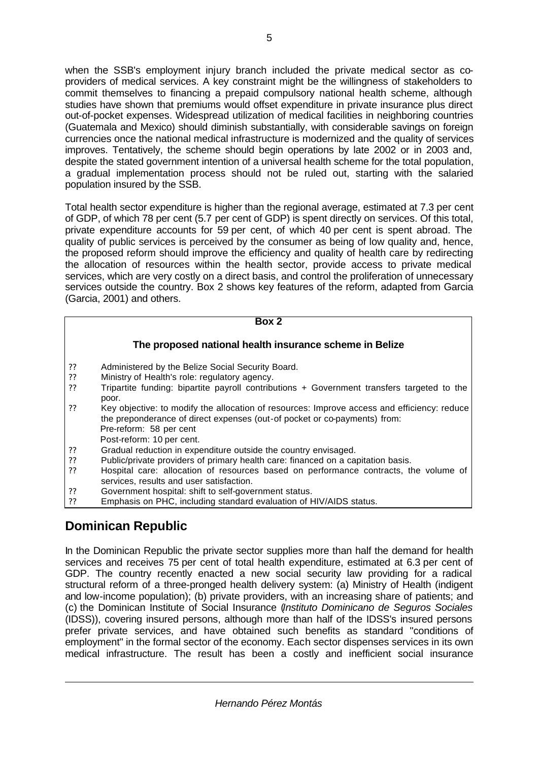when the SSB's employment injury branch included the private medical sector as co-providers of medical services. A key constraint might be the willingness of stakeholders to commit themselves to financing a prepaid compulsory national health scheme, although studies have shown that premiums would offset expenditure in private insurance plus direct out-of-pocket expenses. Widespread utilization of medical facilities in neighboring countries (Guatemala and Mexico) should diminish substantially, with considerable savings on foreign currencies once the national medical infrastructure is modernized and the quality of services improves. Tentatively, the scheme should begin operations by late 2002 or in 2003 and, despite the stated government intention of a universal health scheme for the total population, a gradual implementation process should not be ruled out, starting with the salaried population insured by the SSB.

Total health sector expenditure is higher than the regional average, estimated at 7.3 per cent of GDP, of which 78 per cent (5.7 per cent of GDP) is spent directly on services. Of this total, private expenditure accounts for 59 per cent, of which 40 per cent is spent abroad. The quality of public services is perceived by the consumer as being of low quality and, hence, the proposed reform should improve the efficiency and quality of health care by redirecting the allocation of resources within the health sector, provide access to private medical services, which are very costly on a direct basis, and control the proliferation of unnecessary services outside the country. Box 2 shows key features of the reform, adapted from Garcia (Garcia, 2001) and others.

**Box 2**

**The proposed national health insurance scheme in Belize**

- Administered by the Belize Social Security Board.
- Ministry of Health's role: regulatory agency.
- Tripartite funding: bipartite payroll contributions + Government transfers targeted to the poor.
- Key objective: to modify the allocation of resources: Improve access and efficiency: reduce the preponderance of direct expenses (out-of pocket or co-payments) from:
  Pre-reform: 58 per cent
  Post-reform: 10 per cent.
- Gradual reduction in expenditure outside the country envisaged.
- Public/private providers of primary health care: financed on a capitation basis.
- Hospital care: allocation of resources based on performance contracts, the volume of services, results and user satisfaction.
- Government hospital: shift to self-government status.
- Emphasis on PHC, including standard evaluation of HIV/AIDS status.

## Dominican Republic

In the Dominican Republic the private sector supplies more than half the demand for health services and receives 75 per cent of total health expenditure, estimated at 6.3 per cent of GDP. The country recently enacted a new social security law providing for a radical structural reform of a three-pronged health delivery system: (a) Ministry of Health (indigent and low-income population); (b) private providers, with an increasing share of patients; and (c) the Dominican Institute of Social Insurance (*Instituto Dominicano de Seguros Sociales* (IDSS)), covering insured persons, although more than half of the IDSS's insured persons prefer private services, and have obtained such benefits as standard "conditions of employment" in the formal sector of the economy. Each sector dispenses services in its own medical infrastructure. The result has been a costly and inefficient social insurance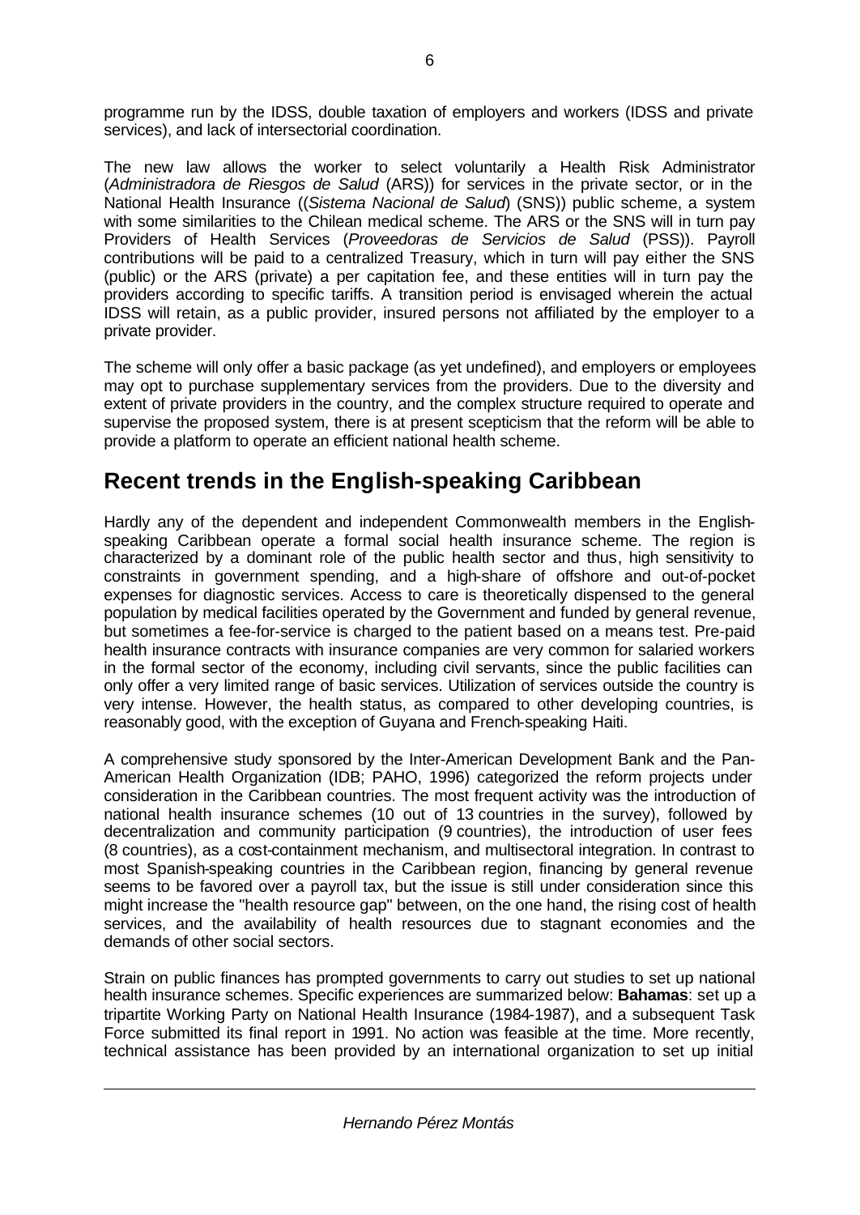programme run by the IDSS, double taxation of employers and workers (IDSS and private services), and lack of intersectorial coordination.

The new law allows the worker to select voluntarily a Health Risk Administrator (*Administradora de Riesgos de Salud* (ARS)) for services in the private sector, or in the National Health Insurance ((*Sistema Nacional de Salud*) (SNS)) public scheme, a system with some similarities to the Chilean medical scheme. The ARS or the SNS will in turn pay Providers of Health Services (*Proveedoras de Servicios de Salud* (PSS)). Payroll contributions will be paid to a centralized Treasury, which in turn will pay either the SNS (public) or the ARS (private) a per capitation fee, and these entities will in turn pay the providers according to specific tariffs. A transition period is envisaged wherein the actual IDSS will retain, as a public provider, insured persons not affiliated by the employer to a private provider.

The scheme will only offer a basic package (as yet undefined), and employers or employees may opt to purchase supplementary services from the providers. Due to the diversity and extent of private providers in the country, and the complex structure required to operate and supervise the proposed system, there is at present scepticism that the reform will be able to provide a platform to operate an efficient national health scheme.

## Recent trends in the English-speaking Caribbean

Hardly any of the dependent and independent Commonwealth members in the English-speaking Caribbean operate a formal social health insurance scheme. The region is characterized by a dominant role of the public health sector and thus, high sensitivity to constraints in government spending, and a high-share of offshore and out-of-pocket expenses for diagnostic services. Access to care is theoretically dispensed to the general population by medical facilities operated by the Government and funded by general revenue, but sometimes a fee-for-service is charged to the patient based on a means test. Pre-paid health insurance contracts with insurance companies are very common for salaried workers in the formal sector of the economy, including civil servants, since the public facilities can only offer a very limited range of basic services. Utilization of services outside the country is very intense. However, the health status, as compared to other developing countries, is reasonably good, with the exception of Guyana and French-speaking Haiti.

A comprehensive study sponsored by the Inter-American Development Bank and the Pan-American Health Organization (IDB; PAHO, 1996) categorized the reform projects under consideration in the Caribbean countries. The most frequent activity was the introduction of national health insurance schemes (10 out of 13 countries in the survey), followed by decentralization and community participation (9 countries), the introduction of user fees (8 countries), as a cost-containment mechanism, and multisectoral integration. In contrast to most Spanish-speaking countries in the Caribbean region, financing by general revenue seems to be favored over a payroll tax, but the issue is still under consideration since this might increase the "health resource gap" between, on the one hand, the rising cost of health services, and the availability of health resources due to stagnant economies and the demands of other social sectors.

Strain on public finances has prompted governments to carry out studies to set up national health insurance schemes. Specific experiences are summarized below: **Bahamas**: set up a tripartite Working Party on National Health Insurance (1984-1987), and a subsequent Task Force submitted its final report in 1991. No action was feasible at the time. More recently, technical assistance has been provided by an international organization to set up initial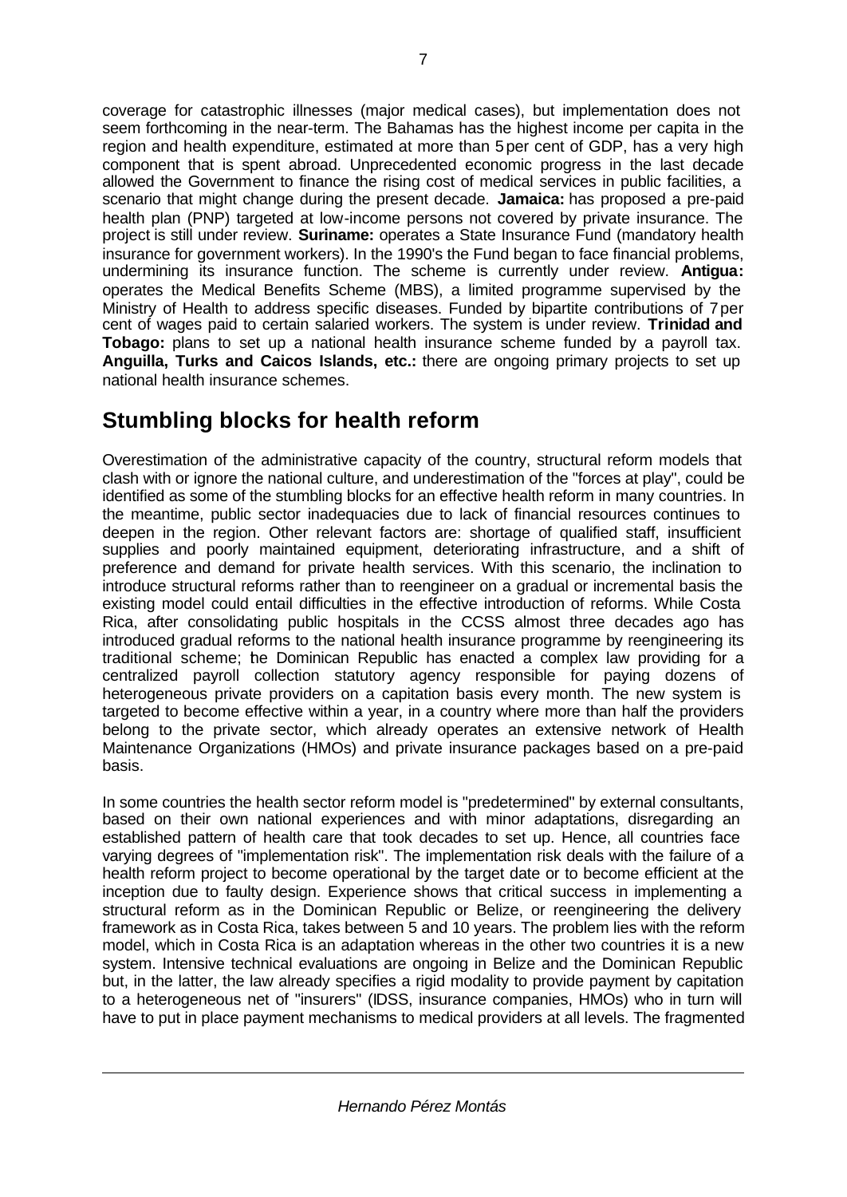coverage for catastrophic illnesses (major medical cases), but implementation does not seem forthcoming in the near-term. The Bahamas has the highest income per capita in the region and health expenditure, estimated at more than 5 per cent of GDP, has a very high component that is spent abroad. Unprecedented economic progress in the last decade allowed the Government to finance the rising cost of medical services in public facilities, a scenario that might change during the present decade. **Jamaica:** has proposed a pre-paid health plan (PNP) targeted at low-income persons not covered by private insurance. The project is still under review. **Suriname:** operates a State Insurance Fund (mandatory health insurance for government workers). In the 1990's the Fund began to face financial problems, undermining its insurance function. The scheme is currently under review. **Antigua:** operates the Medical Benefits Scheme (MBS), a limited programme supervised by the Ministry of Health to address specific diseases. Funded by bipartite contributions of 7 per cent of wages paid to certain salaried workers. The system is under review. **Trinidad and Tobago:** plans to set up a national health insurance scheme funded by a payroll tax. **Anguilla, Turks and Caicos Islands, etc.:** there are ongoing primary projects to set up national health insurance schemes.

## Stumbling blocks for health reform

Overestimation of the administrative capacity of the country, structural reform models that clash with or ignore the national culture, and underestimation of the "forces at play", could be identified as some of the stumbling blocks for an effective health reform in many countries. In the meantime, public sector inadequacies due to lack of financial resources continues to deepen in the region. Other relevant factors are: shortage of qualified staff, insufficient supplies and poorly maintained equipment, deteriorating infrastructure, and a shift of preference and demand for private health services. With this scenario, the inclination to introduce structural reforms rather than to reengineer on a gradual or incremental basis the existing model could entail difficulties in the effective introduction of reforms. While Costa Rica, after consolidating public hospitals in the CCSS almost three decades ago has introduced gradual reforms to the national health insurance programme by reengineering its traditional scheme; the Dominican Republic has enacted a complex law providing for a centralized payroll collection statutory agency responsible for paying dozens of heterogeneous private providers on a capitation basis every month. The new system is targeted to become effective within a year, in a country where more than half the providers belong to the private sector, which already operates an extensive network of Health Maintenance Organizations (HMOs) and private insurance packages based on a pre-paid basis.

In some countries the health sector reform model is "predetermined" by external consultants, based on their own national experiences and with minor adaptations, disregarding an established pattern of health care that took decades to set up. Hence, all countries face varying degrees of "implementation risk". The implementation risk deals with the failure of a health reform project to become operational by the target date or to become efficient at the inception due to faulty design. Experience shows that critical success in implementing a structural reform as in the Dominican Republic or Belize, or reengineering the delivery framework as in Costa Rica, takes between 5 and 10 years. The problem lies with the reform model, which in Costa Rica is an adaptation whereas in the other two countries it is a new system. Intensive technical evaluations are ongoing in Belize and the Dominican Republic but, in the latter, the law already specifies a rigid modality to provide payment by capitation to a heterogeneous net of "insurers" (IDSS, insurance companies, HMOs) who in turn will have to put in place payment mechanisms to medical providers at all levels. The fragmented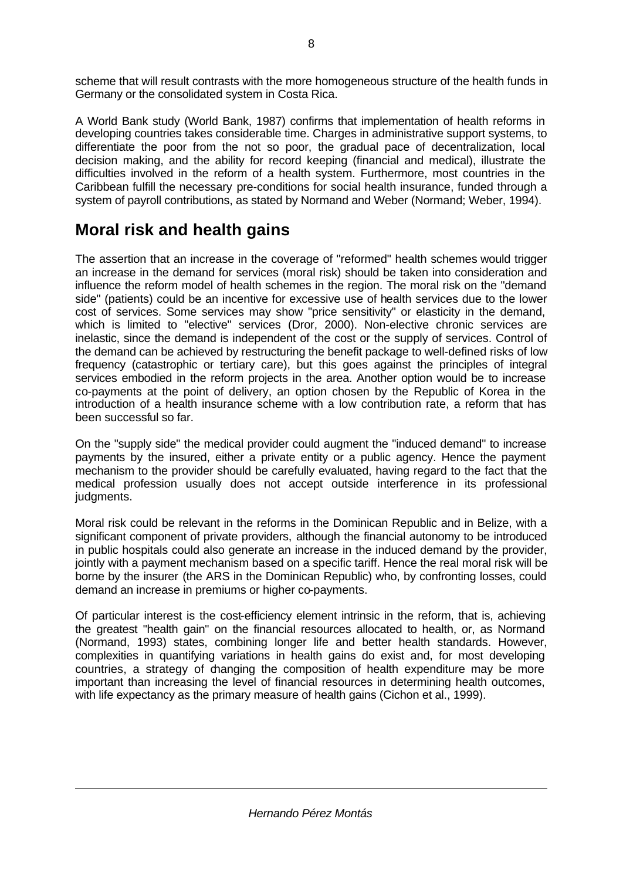scheme that will result contrasts with the more homogeneous structure of the health funds in Germany or the consolidated system in Costa Rica.

A World Bank study (World Bank, 1987) confirms that implementation of health reforms in developing countries takes considerable time. Charges in administrative support systems, to differentiate the poor from the not so poor, the gradual pace of decentralization, local decision making, and the ability for record keeping (financial and medical), illustrate the difficulties involved in the reform of a health system. Furthermore, most countries in the Caribbean fulfill the necessary pre-conditions for social health insurance, funded through a system of payroll contributions, as stated by Normand and Weber (Normand; Weber, 1994).

## Moral risk and health gains

The assertion that an increase in the coverage of "reformed" health schemes would trigger an increase in the demand for services (moral risk) should be taken into consideration and influence the reform model of health schemes in the region. The moral risk on the "demand side" (patients) could be an incentive for excessive use of health services due to the lower cost of services. Some services may show "price sensitivity" or elasticity in the demand, which is limited to "elective" services (Dror, 2000). Non-elective chronic services are inelastic, since the demand is independent of the cost or the supply of services. Control of the demand can be achieved by restructuring the benefit package to well-defined risks of low frequency (catastrophic or tertiary care), but this goes against the principles of integral services embodied in the reform projects in the area. Another option would be to increase co-payments at the point of delivery, an option chosen by the Republic of Korea in the introduction of a health insurance scheme with a low contribution rate, a reform that has been successful so far.

On the "supply side" the medical provider could augment the "induced demand" to increase payments by the insured, either a private entity or a public agency. Hence the payment mechanism to the provider should be carefully evaluated, having regard to the fact that the medical profession usually does not accept outside interference in its professional judgments.

Moral risk could be relevant in the reforms in the Dominican Republic and in Belize, with a significant component of private providers, although the financial autonomy to be introduced in public hospitals could also generate an increase in the induced demand by the provider, jointly with a payment mechanism based on a specific tariff. Hence the real moral risk will be borne by the insurer (the ARS in the Dominican Republic) who, by confronting losses, could demand an increase in premiums or higher co-payments.

Of particular interest is the cost-efficiency element intrinsic in the reform, that is, achieving the greatest "health gain" on the financial resources allocated to health, or, as Normand (Normand, 1993) states, combining longer life and better health standards. However, complexities in quantifying variations in health gains do exist and, for most developing countries, a strategy of changing the composition of health expenditure may be more important than increasing the level of financial resources in determining health outcomes, with life expectancy as the primary measure of health gains (Cichon et al., 1999).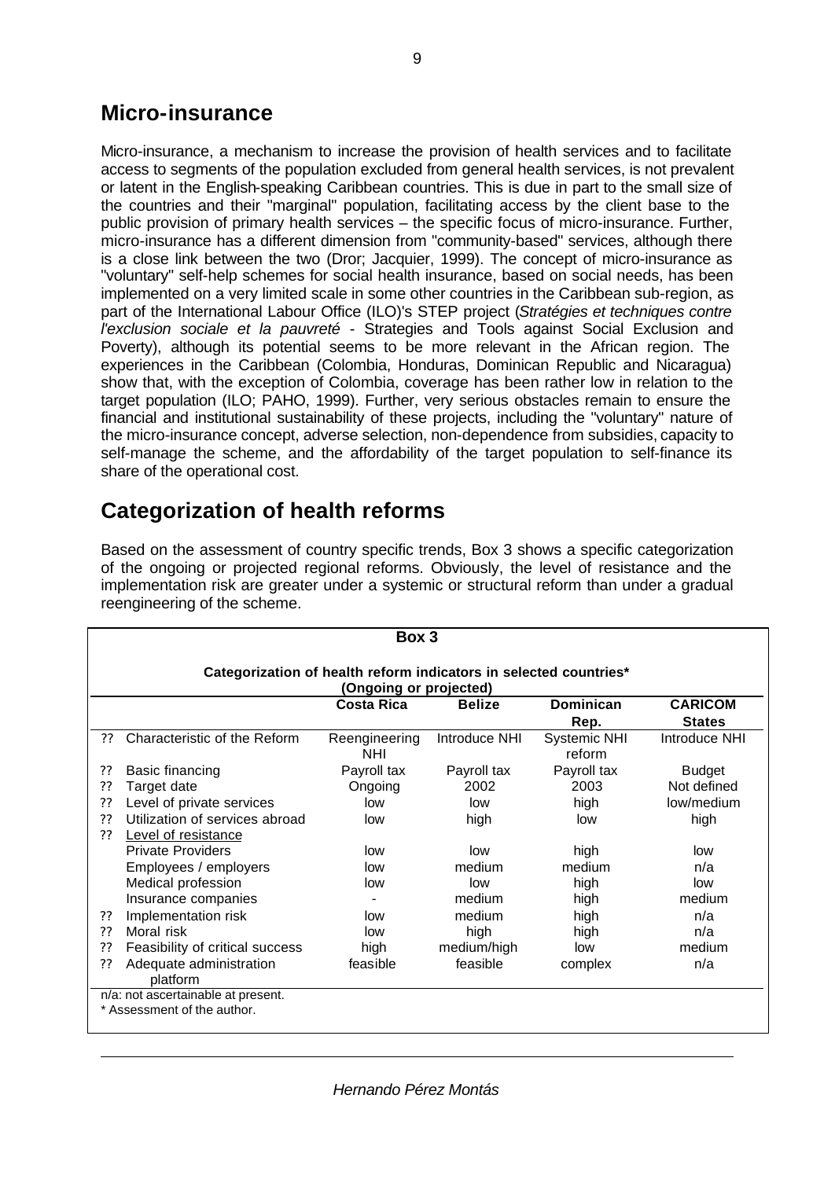## Micro-insurance

Micro-insurance, a mechanism to increase the provision of health services and to facilitate access to segments of the population excluded from general health services, is not prevalent or latent in the English-speaking Caribbean countries. This is due in part to the small size of the countries and their "marginal" population, facilitating access by the client base to the public provision of primary health services – the specific focus of micro-insurance. Further, micro-insurance has a different dimension from "community-based" services, although there is a close link between the two (Dror; Jacquier, 1999). The concept of micro-insurance as "voluntary" self-help schemes for social health insurance, based on social needs, has been implemented on a very limited scale in some other countries in the Caribbean sub-region, as part of the International Labour Office (ILO)'s STEP project (*Stratégies et techniques contre l'exclusion sociale et la pauvreté* - Strategies and Tools against Social Exclusion and Poverty), although its potential seems to be more relevant in the African region. The experiences in the Caribbean (Colombia, Honduras, Dominican Republic and Nicaragua) show that, with the exception of Colombia, coverage has been rather low in relation to the target population (ILO; PAHO, 1999). Further, very serious obstacles remain to ensure the financial and institutional sustainability of these projects, including the "voluntary" nature of the micro-insurance concept, adverse selection, non-dependence from subsidies, capacity to self-manage the scheme, and the affordability of the target population to self-finance its share of the operational cost.

## Categorization of health reforms

Based on the assessment of country specific trends, Box 3 shows a specific categorization of the ongoing or projected regional reforms. Obviously, the level of resistance and the implementation risk are greater under a systemic or structural reform than under a gradual reengineering of the scheme.

**Box 3**

**Categorization of health reform indicators in selected countries\***
**(Ongoing or projected)**

| | Costa Rica | Belize | Dominican Rep. | CARICOM States |
|---|---|---|---|---|
| ?? Characteristic of the Reform | Reengineering NHI | Introduce NHI | Systemic NHI reform | Introduce NHI |
| ?? Basic financing | Payroll tax | Payroll tax | Payroll tax | Budget |
| ?? Target date | Ongoing | 2002 | 2003 | Not defined |
| ?? Level of private services | low | low | high | low/medium |
| ?? Utilization of services abroad | low | high | low | high |
| ?? Level of resistance | | | | |
| Private Providers | low | low | high | low |
| Employees / employers | low | medium | medium | n/a |
| Medical profession | low | low | high | low |
| Insurance companies | - | medium | high | medium |
| ?? Implementation risk | low | medium | high | n/a |
| ?? Moral risk | low | high | high | n/a |
| ?? Feasibility of critical success | high | medium/high | low | medium |
| ?? Adequate administration platform | feasible | feasible | complex | n/a |

n/a: not ascertainable at present.
\* Assessment of the author.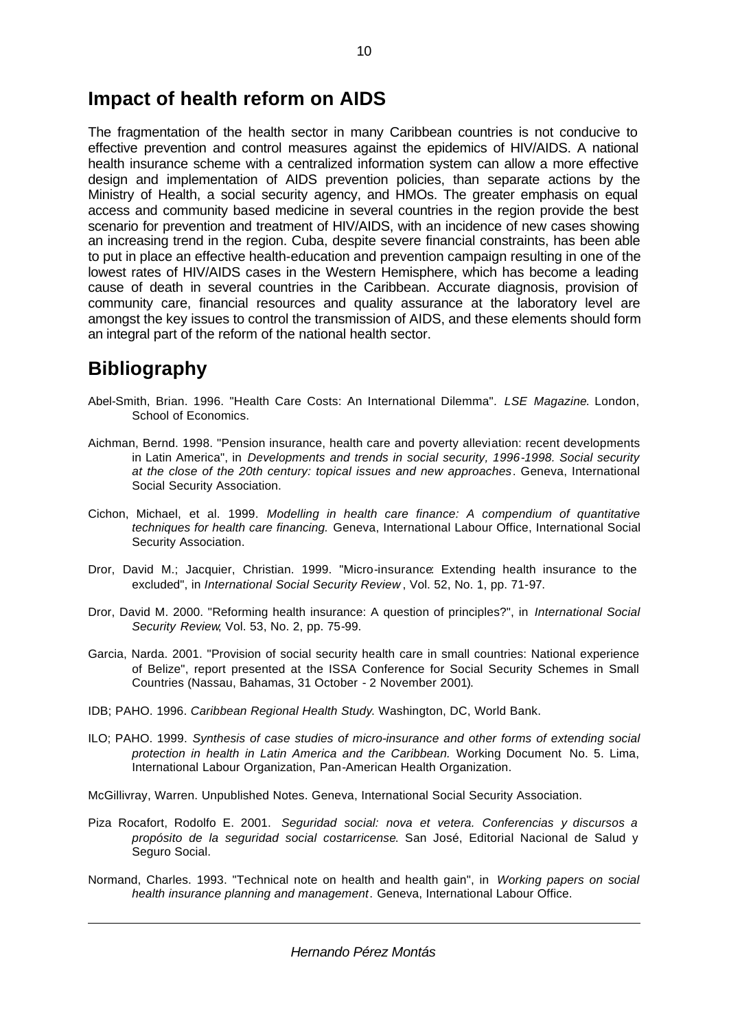## Impact of health reform on AIDS

The fragmentation of the health sector in many Caribbean countries is not conducive to effective prevention and control measures against the epidemics of HIV/AIDS. A national health insurance scheme with a centralized information system can allow a more effective design and implementation of AIDS prevention policies, than separate actions by the Ministry of Health, a social security agency, and HMOs. The greater emphasis on equal access and community based medicine in several countries in the region provide the best scenario for prevention and treatment of HIV/AIDS, with an incidence of new cases showing an increasing trend in the region. Cuba, despite severe financial constraints, has been able to put in place an effective health-education and prevention campaign resulting in one of the lowest rates of HIV/AIDS cases in the Western Hemisphere, which has become a leading cause of death in several countries in the Caribbean. Accurate diagnosis, provision of community care, financial resources and quality assurance at the laboratory level are amongst the key issues to control the transmission of AIDS, and these elements should form an integral part of the reform of the national health sector.

## Bibliography

Abel-Smith, Brian. 1996. "Health Care Costs: An International Dilemma". *LSE Magazine*. London, School of Economics.

Aichman, Bernd. 1998. "Pension insurance, health care and poverty alleviation: recent developments in Latin America", in *Developments and trends in social security, 1996-1998. Social security at the close of the 20th century: topical issues and new approaches*. Geneva, International Social Security Association.

Cichon, Michael, et al. 1999. *Modelling in health care finance: A compendium of quantitative techniques for health care financing.* Geneva, International Labour Office, International Social Security Association.

Dror, David M.; Jacquier, Christian. 1999. "Micro-insurance: Extending health insurance to the excluded", in *International Social Security Review*, Vol. 52, No. 1, pp. 71-97.

Dror, David M. 2000. "Reforming health insurance: A question of principles?", in *International Social Security Review*, Vol. 53, No. 2, pp. 75-99.

Garcia, Narda. 2001. "Provision of social security health care in small countries: National experience of Belize", report presented at the ISSA Conference for Social Security Schemes in Small Countries (Nassau, Bahamas, 31 October - 2 November 2001).

IDB; PAHO. 1996. *Caribbean Regional Health Study*. Washington, DC, World Bank.

ILO; PAHO. 1999. *Synthesis of case studies of micro-insurance and other forms of extending social protection in health in Latin America and the Caribbean.* Working Document No. 5. Lima, International Labour Organization, Pan-American Health Organization.

McGillivray, Warren. Unpublished Notes. Geneva, International Social Security Association.

Piza Rocafort, Rodolfo E. 2001. *Seguridad social: nova et vetera. Conferencias y discursos a propósito de la seguridad social costarricense*. San José, Editorial Nacional de Salud y Seguro Social.

Normand, Charles. 1993. "Technical note on health and health gain", in *Working papers on social health insurance planning and management*. Geneva, International Labour Office.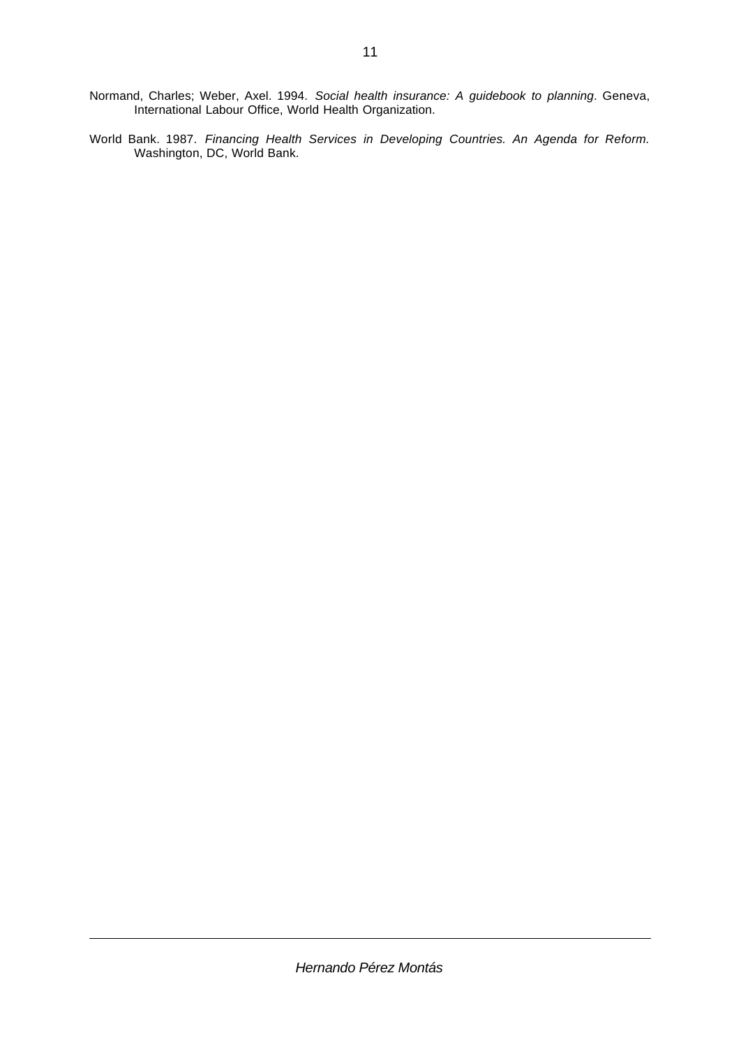Normand, Charles; Weber, Axel. 1994. *Social health insurance: A guidebook to planning*. Geneva, International Labour Office, World Health Organization.

World Bank. 1987. *Financing Health Services in Developing Countries. An Agenda for Reform.* Washington, DC, World Bank.